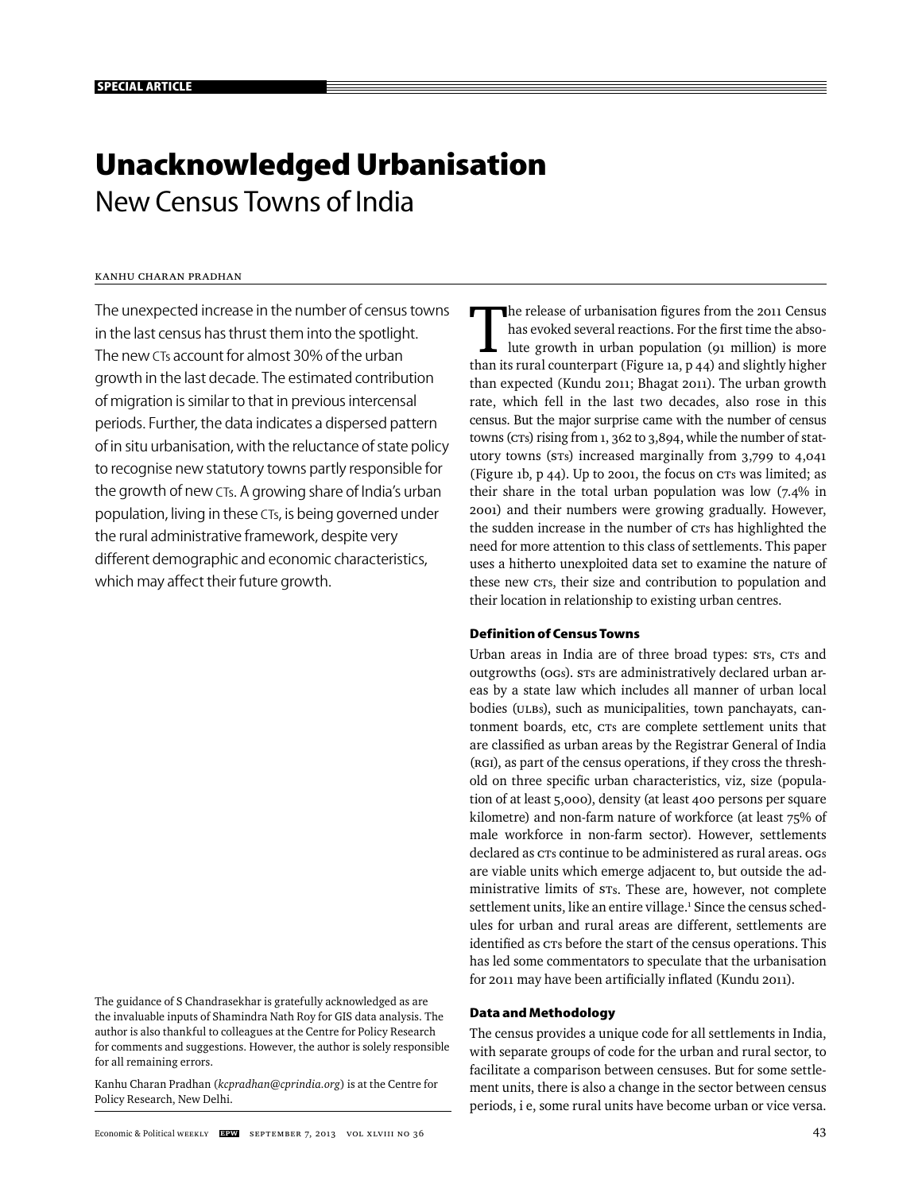SPECIAL ARTICLE

# Unacknowledged Urbanisation

## New Census Towns of India

KANHU CHARAN PRADHAN

The unexpected increase in the number of census towns in the last census has thrust them into the spotlight. The new CTs account for almost 30% of the urban growth in the last decade. The estimated contribution of migration is similar to that in previous intercensal periods. Further, the data indicates a dispersed pattern of in situ urbanisation, with the reluctance of state policy to recognise new statutory towns partly responsible for the growth of new CTs. A growing share of India's urban population, living in these CTs, is being governed under the rural administrative framework, despite very different demographic and economic characteristics, which may affect their future growth.

The guidance of S Chandrasekhar is gratefully acknowledged as are the invaluable inputs of Shamindra Nath Roy for GIS data analysis. The author is also thankful to colleagues at the Centre for Policy Research for comments and suggestions. However, the author is solely responsible for all remaining errors.

Kanhu Charan Pradhan (*kcpradhan@cprindia.org*) is at the Centre for Policy Research, New Delhi.

The release of urbanisation figures from the 2011 Census has evoked several reactions. For the first time the absolute growth in urban population (91 million) is more than its rural counterpart (Figure 1a, p 44) and slightly higher than expected (Kundu 2011; Bhagat 2011). The urban growth rate, which fell in the last two decades, also rose in this census. But the major surprise came with the number of census towns (CTs) rising from 1, 362 to 3,894, while the number of statutory towns (STs) increased marginally from 3,799 to 4,041 (Figure 1b, p 44). Up to 2001, the focus on CTs was limited; as their share in the total urban population was low (7.4% in 2001) and their numbers were growing gradually. However, the sudden increase in the number of CTs has highlighted the need for more attention to this class of settlements. This paper uses a hitherto unexploited data set to examine the nature of these new CTs, their size and contribution to population and their location in relationship to existing urban centres.

### Definition of Census Towns

Urban areas in India are of three broad types: STs, CTs and outgrowths (OGs). STs are administratively declared urban areas by a state law which includes all manner of urban local bodies (ULBs), such as municipalities, town panchayats, cantonment boards, etc, CTs are complete settlement units that are classified as urban areas by the Registrar General of India (RGI), as part of the census operations, if they cross the threshold on three specific urban characteristics, viz, size (population of at least 5,000), density (at least 400 persons per square kilometre) and non-farm nature of workforce (at least 75% of male workforce in non-farm sector). However, settlements declared as CTs continue to be administered as rural areas. OGs are viable units which emerge adjacent to, but outside the administrative limits of STs. These are, however, not complete settlement units, like an entire village.[1] Since the census schedules for urban and rural areas are different, settlements are identified as CTs before the start of the census operations. This has led some commentators to speculate that the urbanisation for 2011 may have been artificially inflated (Kundu 2011).

### Data and Methodology

The census provides a unique code for all settlements in India, with separate groups of code for the urban and rural sector, to facilitate a comparison between censuses. But for some settlement units, there is also a change in the sector between census periods, i e, some rural units have become urban or vice versa.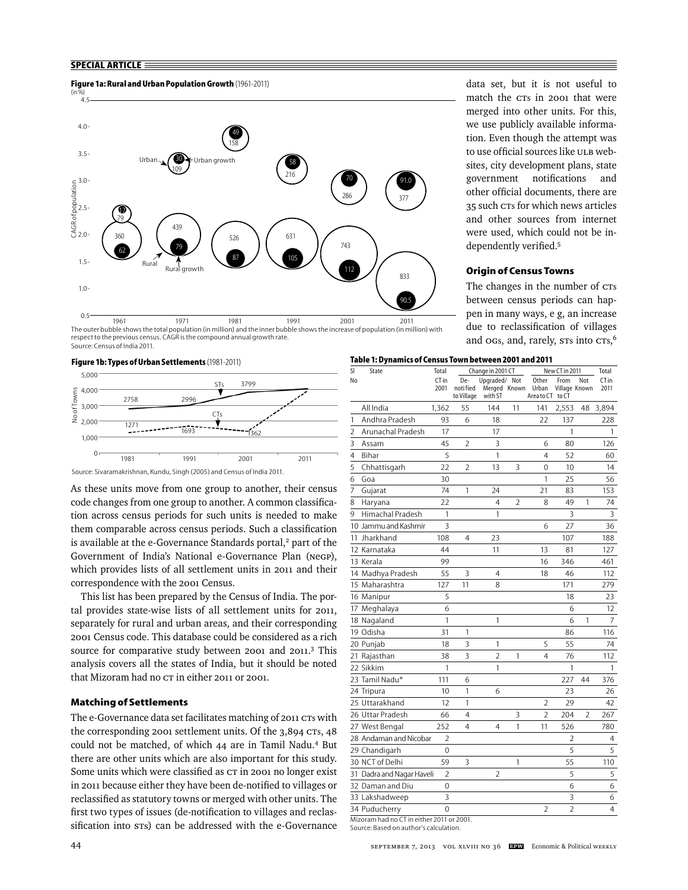**Figure 1a: Rural and Urban Population Growth** (1961-2011)

The outer bubble shows the total population (in million) and the inner bubble shows the increase of population (in million) with respect to the previous census. CAGR is the compound annual growth rate.

Source: Census of India 2011.

**Figure 1b: Types of Urban Settlements** (1981-2011)

Source: Sivaramakrishnan, Kundu, Singh (2005) and Census of India 2011.

As these units move from one group to another, their census code changes from one group to another. A common classification across census periods for such units is needed to make them comparable across census periods. Such a classification is available at the e-Governance Standards portal,[2] part of the Government of India's National e-Governance Plan (NEGP), which provides lists of all settlement units in 2011 and their correspondence with the 2001 Census.

This list has been prepared by the Census of India. The portal provides state-wise lists of all settlement units for 2011, separately for rural and urban areas, and their corresponding 2001 Census code. This database could be considered as a rich source for comparative study between 2001 and 2011.[3] This analysis covers all the states of India, but it should be noted that Mizoram had no CT in either 2011 or 2001.

### Matching of Settlements

The e-Governance data set facilitates matching of 2011 CTs with the corresponding 2001 settlement units. Of the 3,894 CTs, 48 could not be matched, of which 44 are in Tamil Nadu.[4] But there are other units which are also important for this study. Some units which were classified as CT in 2001 no longer exist in 2011 because either they have been de-notified to villages or reclassified as statutory towns or merged with other units. The first two types of issues (de-notification to villages and reclassification into STs) can be addressed with the e-Governance data set, but it is not useful to match the CTs in 2001 that were merged into other units. For this, we use publicly available information. Even though the attempt was to use official sources like ULB websites, city development plans, state government notifications and other official documents, there are 35 such CTs for which news articles and other sources from internet were used, which could not be independently verified.[5]

### Origin of Census Towns

The changes in the number of CTs between census periods can happen in many ways, e g, an increase due to reclassification of villages and OGs, and, rarely, STs into CTs,[6]

**Table 1: Dynamics of Census Town between 2001 and 2011**

| Sl No | State | Total | Change in 2001 CT | | | New CT in 2011 | | | Total |
|---|---|---|---|---|---|---|---|---|---|
| | | CT in 2001 | De-notified to Village | Upgraded/ Merged with ST | Not Known | Other Urban Area to CT | From Village to CT | Not Known | CT in 2011 |
| | All India | 1,362 | 55 | 144 | 11 | 141 | 2,553 | 48 | 3,894 |
| 1 | Andhra Pradesh | 93 | 6 | 18 | | 22 | 137 | | 228 |
| 2 | Arunachal Pradesh | 17 | | 17 | | | 1 | | 1 |
| 3 | Assam | 45 | 2 | 3 | | 6 | 80 | | 126 |
| 4 | Bihar | 5 | | 1 | | 4 | 52 | | 60 |
| 5 | Chhattisgarh | 22 | 2 | 13 | 3 | 0 | 10 | | 14 |
| 6 | Goa | 30 | | | | 1 | 25 | | 56 |
| 7 | Gujarat | 74 | 1 | 24 | | 21 | 83 | | 153 |
| 8 | Haryana | 22 | | 4 | 2 | 8 | 49 | 1 | 74 |
| 9 | Himachal Pradesh | 1 | | 1 | | | 3 | | 3 |
| 10 | Jammu and Kashmir | 3 | | | | 6 | 27 | | 36 |
| 11 | Jharkhand | 108 | 4 | 23 | | | 107 | | 188 |
| 12 | Karnataka | 44 | | 11 | | 13 | 81 | | 127 |
| 13 | Kerala | 99 | | | | 16 | 346 | | 461 |
| 14 | Madhya Pradesh | 55 | 3 | 4 | | 18 | 46 | | 112 |
| 15 | Maharashtra | 127 | 11 | 8 | | | 171 | | 279 |
| 16 | Manipur | 5 | | | | | 18 | | 23 |
| 17 | Meghalaya | 6 | | | | | 6 | | 12 |
| 18 | Nagaland | 1 | | 1 | | | 6 | 1 | 7 |
| 19 | Odisha | 31 | 1 | | | | 86 | | 116 |
| 20 | Punjab | 18 | 3 | 1 | | 5 | 55 | | 74 |
| 21 | Rajasthan | 38 | 3 | 2 | 1 | 4 | 76 | | 112 |
| 22 | Sikkim | 1 | | 1 | | | 1 | | 1 |
| 23 | Tamil Nadu* | 111 | 6 | | | | 227 | 44 | 376 |
| 24 | Tripura | 10 | 1 | 6 | | | 23 | | 26 |
| 25 | Uttarakhand | 12 | 1 | | | 2 | 29 | | 42 |
| 26 | Uttar Pradesh | 66 | 4 | | 3 | 2 | 204 | 2 | 267 |
| 27 | West Bengal | 252 | 4 | 4 | 1 | 11 | 526 | | 780 |
| 28 | Andaman and Nicobar | 2 | | | | | 2 | | 4 |
| 29 | Chandigarh | 0 | | | | | 5 | | 5 |
| 30 | NCT of Delhi | 59 | 3 | | 1 | | 55 | | 110 |
| 31 | Dadra and Nagar Haveli | 2 | | 2 | | | 5 | | 5 |
| 32 | Daman and Diu | 0 | | | | | 6 | | 6 |
| 33 | Lakshadweep | 3 | | | | | 3 | | 6 |
| 34 | Puducherry | 0 | | | | 2 | 2 | | 4 |

Mizoram had no CT in either 2011 or 2001.

Source: Based on author's calculation.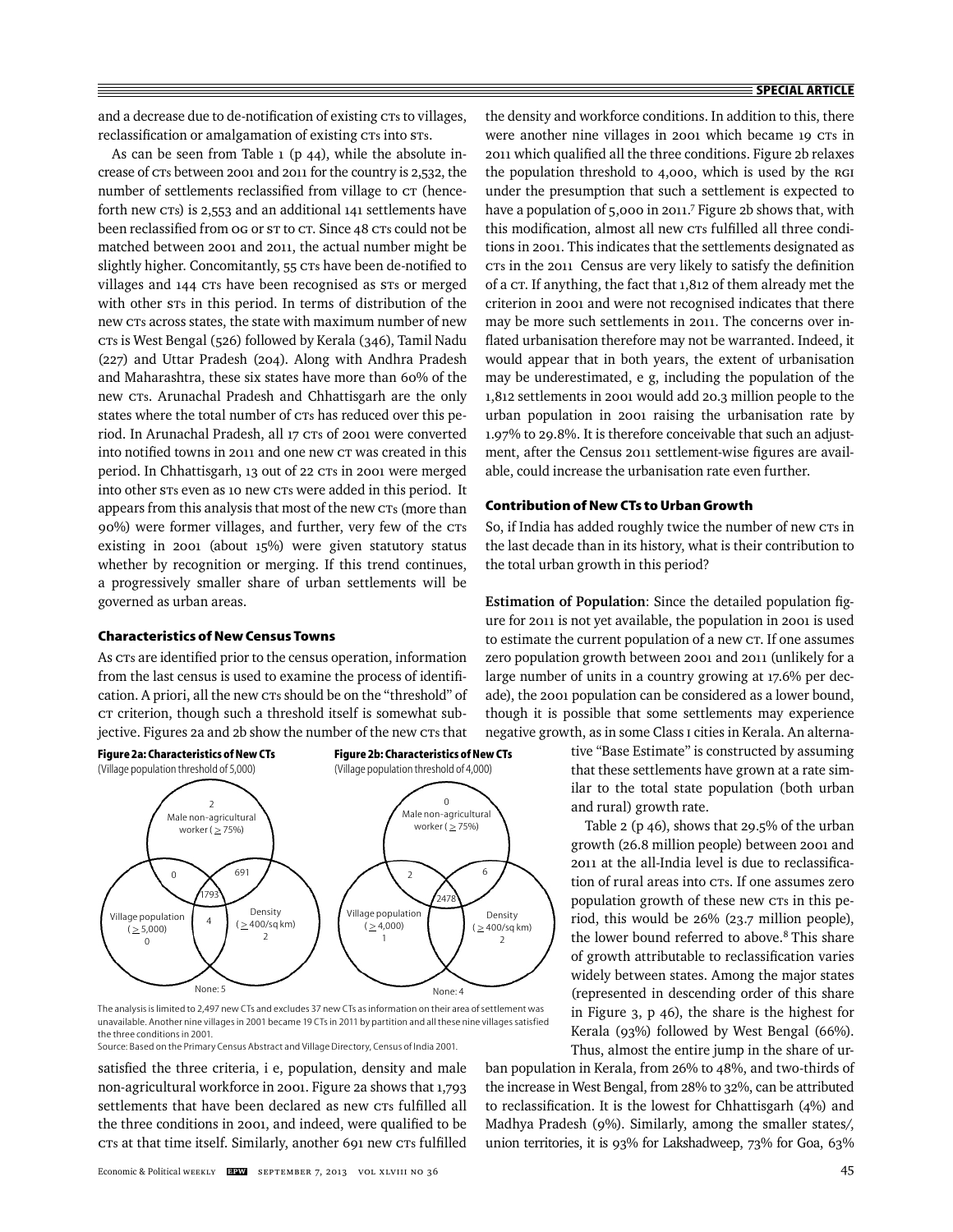and a decrease due to de-notification of existing CTs to villages, reclassification or amalgamation of existing CTs into STs.

As can be seen from Table 1 (p 44), while the absolute increase of CTs between 2001 and 2011 for the country is 2,532, the number of settlements reclassified from village to CT (henceforth new CTs) is 2,553 and an additional 141 settlements have been reclassified from OG or ST to CT. Since 48 CTs could not be matched between 2001 and 2011, the actual number might be slightly higher. Concomitantly, 55 CTs have been de-notified to villages and 144 CTs have been recognised as STs or merged with other STs in this period. In terms of distribution of the new CTs across states, the state with maximum number of new CTs is West Bengal (526) followed by Kerala (346), Tamil Nadu (227) and Uttar Pradesh (204). Along with Andhra Pradesh and Maharashtra, these six states have more than 60% of the new CTs. Arunachal Pradesh and Chhattisgarh are the only states where the total number of CTs has reduced over this period. In Arunachal Pradesh, all 17 CTs of 2001 were converted into notified towns in 2011 and one new CT was created in this period. In Chhattisgarh, 13 out of 22 CTs in 2001 were merged into other STs even as 10 new CTs were added in this period. It appears from this analysis that most of the new CTs (more than 90%) were former villages, and further, very few of the CTs existing in 2001 (about 15%) were given statutory status whether by recognition or merging. If this trend continues, a progressively smaller share of urban settlements will be governed as urban areas.

## Characteristics of New Census Towns

As CTs are identified prior to the census operation, information from the last census is used to examine the process of identification. A priori, all the new CTs should be on the "threshold" of CT criterion, though such a threshold itself is somewhat subjective. Figures 2a and 2b show the number of the new CTs that satisfied the three criteria, i e, population, density and male non-agricultural workforce in 2001. Figure 2a shows that 1,793 settlements that have been declared as new CTs fulfilled all the three conditions in 2001, and indeed, were qualified to be CTs at that time itself. Similarly, another 691 new CTs fulfilled the density and workforce conditions. In addition to this, there were another nine villages in 2001 which became 19 CTs in 2011 which qualified all the three conditions. Figure 2b relaxes the population threshold to 4,000, which is used by the RGI under the presumption that such a settlement is expected to have a population of 5,000 in 2011.[7] Figure 2b shows that, with this modification, almost all new CTs fulfilled all three conditions in 2001. This indicates that the settlements designated as CTs in the 2011 Census are very likely to satisfy the definition of a CT. If anything, the fact that 1,812 of them already met the criterion in 2001 and were not recognised indicates that there may be more such settlements in 2011. The concerns over inflated urbanisation therefore may not be warranted. Indeed, it would appear that in both years, the extent of urbanisation may be underestimated, e g, including the population of the 1,812 settlements in 2001 would add 20.3 million people to the urban population in 2001 raising the urbanisation rate by 1.97% to 29.8%. It is therefore conceivable that such an adjustment, after the Census 2011 settlement-wise figures are available, could increase the urbanisation rate even further.

**Figure 2a: Characteristics of New CTs**
(Village population threshold of 5,000)

Male non-agricultural worker (≥ 75%): 2; Village population (≥ 5,000): 0; Density (≥ 400/sq km): 2; Male non-agricultural worker and Village population: 0; Male non-agricultural worker and Density: 691; Village population and Density: 4; All three: 1793; None: 5

**Figure 2b: Characteristics of New CTs**
(Village population threshold of 4,000)

Male non-agricultural worker (≥ 75%): 0; Village population (≥ 4,000): 1; Density (≥ 400/sq km): 2; Male non-agricultural worker and Village population: 2; Male non-agricultural worker and Density: 6; All three: 2478; None: 4

The analysis is limited to 2,497 new CTs and excludes 37 new CTs as information on their area of settlement was unavailable. Another nine villages in 2001 became 19 CTs in 2011 by partition and all these nine villages satisfied the three conditions in 2001.

Source: Based on the Primary Census Abstract and Village Directory, Census of India 2001.

## Contribution of New CTs to Urban Growth

So, if India has added roughly twice the number of new CTs in the last decade than in its history, what is their contribution to the total urban growth in this period?

**Estimation of Population**: Since the detailed population figure for 2011 is not yet available, the population in 2001 is used to estimate the current population of a new CT. If one assumes zero population growth between 2001 and 2011 (unlikely for a large number of units in a country growing at 17.6% per decade), the 2001 population can be considered as a lower bound, though it is possible that some settlements may experience negative growth, as in some Class I cities in Kerala. An alternative "Base Estimate" is constructed by assuming that these settlements have grown at a rate similar to the total state population (both urban and rural) growth rate.

Table 2 (p 46), shows that 29.5% of the urban growth (26.8 million people) between 2001 and 2011 at the all-India level is due to reclassification of rural areas into CTs. If one assumes zero population growth of these new CTs in this period, this would be 26% (23.7 million people), the lower bound referred to above.[8] This share of growth attributable to reclassification varies widely between states. Among the major states (represented in descending order of this share in Figure 3, p 46), the share is the highest for Kerala (93%) followed by West Bengal (66%). Thus, almost the entire jump in the share of urban population in Kerala, from 26% to 48%, and two-thirds of the increase in West Bengal, from 28% to 32%, can be attributed to reclassification. It is the lowest for Chhattisgarh (4%) and Madhya Pradesh (9%). Similarly, among the smaller states/, union territories, it is 93% for Lakshadweep, 73% for Goa, 63%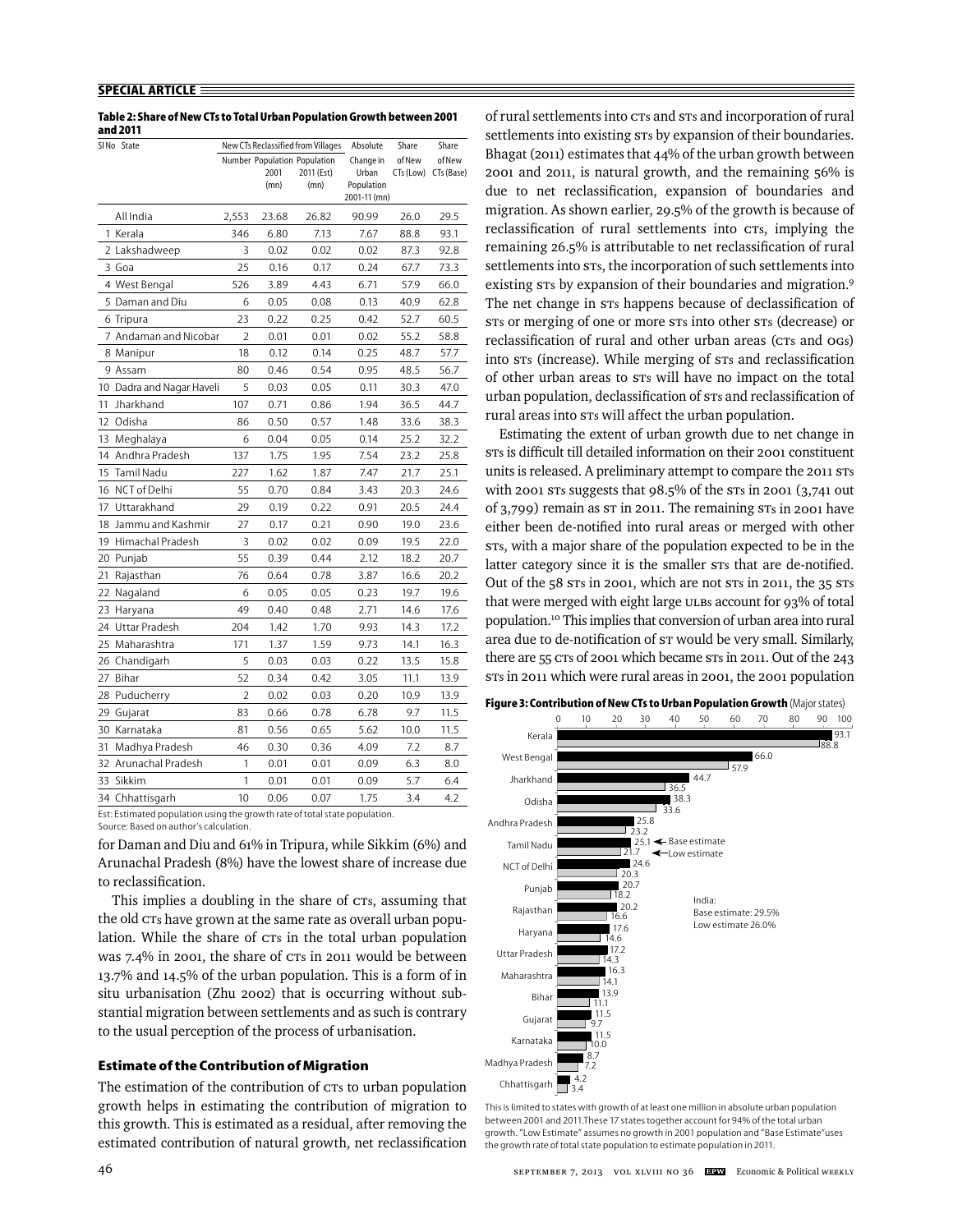**Table 2: Share of New CTs to Total Urban Population Growth between 2001 and 2011**

| Sl No | State | New CTs Reclassified from Villages | | | Absolute Change in Urban Population 2001-11 (mn) | Share of New CTs (Low) | Share of New CTs (Base) |
|---|---|---|---|---|---|---|---|
| | | Number | Population 2001 (mn) | Population 2011 (Est) (mn) | | | |
| | All India | 2,553 | 23.68 | 26.82 | 90.99 | 26.0 | 29.5 |
| 1 | Kerala | 346 | 6.80 | 7.13 | 7.67 | 88.8 | 93.1 |
| 2 | Lakshadweep | 3 | 0.02 | 0.02 | 0.02 | 87.3 | 92.8 |
| 3 | Goa | 25 | 0.16 | 0.17 | 0.24 | 67.7 | 73.3 |
| 4 | West Bengal | 526 | 3.89 | 4.43 | 6.71 | 57.9 | 66.0 |
| 5 | Daman and Diu | 6 | 0.05 | 0.08 | 0.13 | 40.9 | 62.8 |
| 6 | Tripura | 23 | 0.22 | 0.25 | 0.42 | 52.7 | 60.5 |
| 7 | Andaman and Nicobar | 2 | 0.01 | 0.01 | 0.02 | 55.2 | 58.8 |
| 8 | Manipur | 18 | 0.12 | 0.14 | 0.25 | 48.7 | 57.7 |
| 9 | Assam | 80 | 0.46 | 0.54 | 0.95 | 48.5 | 56.7 |
| 10 | Dadra and Nagar Haveli | 5 | 0.03 | 0.05 | 0.11 | 30.3 | 47.0 |
| 11 | Jharkhand | 107 | 0.71 | 0.86 | 1.94 | 36.5 | 44.7 |
| 12 | Odisha | 86 | 0.50 | 0.57 | 1.48 | 33.6 | 38.3 |
| 13 | Meghalaya | 6 | 0.04 | 0.05 | 0.14 | 25.2 | 32.2 |
| 14 | Andhra Pradesh | 137 | 1.75 | 1.95 | 7.54 | 23.2 | 25.8 |
| 15 | Tamil Nadu | 227 | 1.62 | 1.87 | 7.47 | 21.7 | 25.1 |
| 16 | NCT of Delhi | 55 | 0.70 | 0.84 | 3.43 | 20.3 | 24.6 |
| 17 | Uttarakhand | 29 | 0.19 | 0.22 | 0.91 | 20.5 | 24.4 |
| 18 | Jammu and Kashmir | 27 | 0.17 | 0.21 | 0.90 | 19.0 | 23.6 |
| 19 | Himachal Pradesh | 3 | 0.02 | 0.02 | 0.09 | 19.5 | 22.0 |
| 20 | Punjab | 55 | 0.39 | 0.44 | 2.12 | 18.2 | 20.7 |
| 21 | Rajasthan | 76 | 0.64 | 0.78 | 3.87 | 16.6 | 20.2 |
| 22 | Nagaland | 6 | 0.05 | 0.05 | 0.23 | 19.7 | 19.6 |
| 23 | Haryana | 49 | 0.40 | 0.48 | 2.71 | 14.6 | 17.6 |
| 24 | Uttar Pradesh | 204 | 1.42 | 1.70 | 9.93 | 14.3 | 17.2 |
| 25 | Maharashtra | 171 | 1.37 | 1.59 | 9.73 | 14.1 | 16.3 |
| 26 | Chandigarh | 5 | 0.03 | 0.03 | 0.22 | 13.5 | 15.8 |
| 27 | Bihar | 52 | 0.34 | 0.42 | 3.05 | 11.1 | 13.9 |
| 28 | Puducherry | 2 | 0.02 | 0.03 | 0.20 | 10.9 | 13.9 |
| 29 | Gujarat | 83 | 0.66 | 0.78 | 6.78 | 9.7 | 11.5 |
| 30 | Karnataka | 81 | 0.56 | 0.65 | 5.62 | 10.0 | 11.5 |
| 31 | Madhya Pradesh | 46 | 0.30 | 0.36 | 4.09 | 7.2 | 8.7 |
| 32 | Arunachal Pradesh | 1 | 0.01 | 0.01 | 0.09 | 6.3 | 8.0 |
| 33 | Sikkim | 1 | 0.01 | 0.01 | 0.09 | 5.7 | 6.4 |
| 34 | Chhattisgarh | 10 | 0.06 | 0.07 | 1.75 | 3.4 | 4.2 |

Est: Estimated population using the growth rate of total state population.
Source: Based on author's calculation.

for Daman and Diu and 61% in Tripura, while Sikkim (6%) and Arunachal Pradesh (8%) have the lowest share of increase due to reclassification.

This implies a doubling in the share of CTs, assuming that the old CTs have grown at the same rate as overall urban population. While the share of CTs in the total urban population was 7.4% in 2001, the share of CTs in 2011 would be between 13.7% and 14.5% of the urban population. This is a form of in situ urbanisation (Zhu 2002) that is occurring without substantial migration between settlements and as such is contrary to the usual perception of the process of urbanisation.

## Estimate of the Contribution of Migration

The estimation of the contribution of CTs to urban population growth helps in estimating the contribution of migration to this growth. This is estimated as a residual, after removing the estimated contribution of natural growth, net reclassification of rural settlements into CTs and STs and incorporation of rural settlements into existing STs by expansion of their boundaries. Bhagat (2011) estimates that 44% of the urban growth between 2001 and 2011, is natural growth, and the remaining 56% is due to net reclassification, expansion of boundaries and migration. As shown earlier, 29.5% of the growth is because of reclassification of rural settlements into CTs, implying the remaining 26.5% is attributable to net reclassification of rural settlements into STs, the incorporation of such settlements into existing STs by expansion of their boundaries and migration.[9] The net change in STs happens because of declassification of STs or merging of one or more STs into other STs (decrease) or reclassification of rural and other urban areas (CTs and OGs) into STs (increase). While merging of STs and reclassification of other urban areas to STs will have no impact on the total urban population, declassification of STs and reclassification of rural areas into STs will affect the urban population.

Estimating the extent of urban growth due to net change in STs is difficult till detailed information on their 2001 constituent units is released. A preliminary attempt to compare the 2011 STs with 2001 STs suggests that 98.5% of the STs in 2001 (3,741 out of 3,799) remain as ST in 2011. The remaining STs in 2001 have either been de-notified into rural areas or merged with other STs, with a major share of the population expected to be in the latter category since it is the smaller STs that are de-notified. Out of the 58 STs in 2001, which are not STs in 2011, the 35 STs that were merged with eight large ULBs account for 93% of total population.[10] This implies that conversion of urban area into rural area due to de-notification of ST would be very small. Similarly, there are 55 CTs of 2001 which became STs in 2011. Out of the 243 STs in 2011 which were rural areas in 2001, the 2001 population

**Figure 3: Contribution of New CTs to Urban Population Growth** (Major states)

India: Base estimate: 29.5%; Low estimate 26.0%

This is limited to states with growth of at least one million in absolute urban population between 2001 and 2011. These 17 states together account for 94% of the total urban growth. "Low Estimate" assumes no growth in 2001 population and "Base Estimate" uses the growth rate of total state population to estimate population in 2011.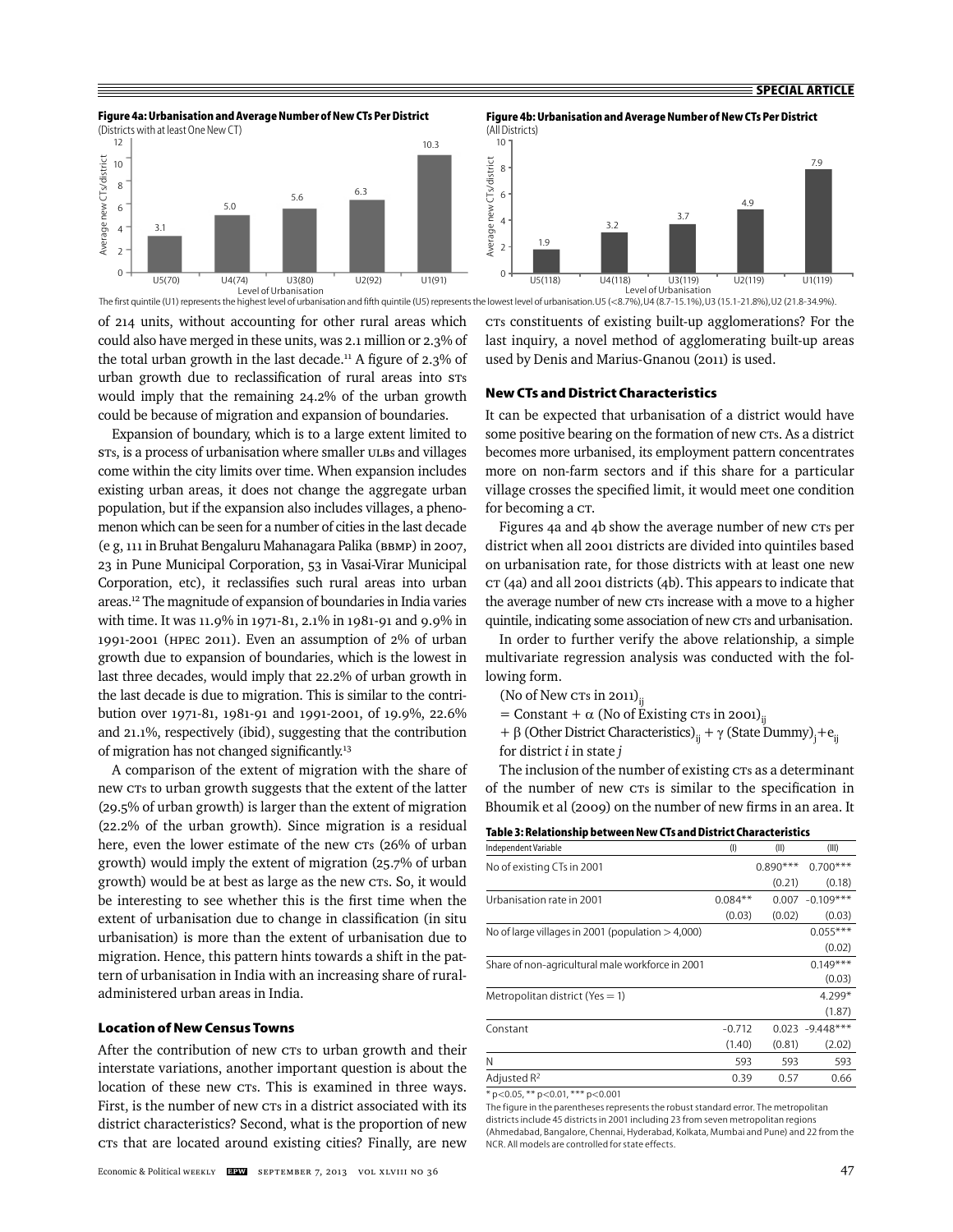**Figure 4a: Urbanisation and Average Number of New CTs Per District**
(Districts with at least One New CT)

| Level of Urbanisation | U5(70) | U4(74) | U3(80) | U2(92) | U1(91) |
|---|---|---|---|---|---|
| Average new CTs/district | 3.1 | 5.0 | 5.6 | 6.3 | 10.3 |

**Figure 4b: Urbanisation and Average Number of New CTs Per District**
(All Districts)

| Level of Urbanisation | U5(118) | U4(118) | U3(119) | U2(119) | U1(119) |
|---|---|---|---|---|---|
| Average new CTs/district | 1.9 | 3.2 | 3.7 | 4.9 | 7.9 |

The first quintile (U1) represents the highest level of urbanisation and fifth quintile (U5) represents the lowest level of urbanisation. U5 (<8.7%), U4 (8.7-15.1%), U3 (15.1-21.8%), U2 (21.8-34.9%).

of 214 units, without accounting for other rural areas which could also have merged in these units, was 2.1 million or 2.3% of the total urban growth in the last decade.[11] A figure of 2.3% of urban growth due to reclassification of rural areas into STs would imply that the remaining 24.2% of the urban growth could be because of migration and expansion of boundaries.

Expansion of boundary, which is to a large extent limited to STs, is a process of urbanisation where smaller ULBs and villages come within the city limits over time. When expansion includes existing urban areas, it does not change the aggregate urban population, but if the expansion also includes villages, a phenomenon which can be seen for a number of cities in the last decade (e g, 111 in Bruhat Bengaluru Mahanagara Palika (BBMP) in 2007, 23 in Pune Municipal Corporation, 53 in Vasai-Virar Municipal Corporation, etc), it reclassifies such rural areas into urban areas.[12] The magnitude of expansion of boundaries in India varies with time. It was 11.9% in 1971-81, 2.1% in 1981-91 and 9.9% in 1991-2001 (HPEC 2011). Even an assumption of 2% of urban growth due to expansion of boundaries, which is the lowest in last three decades, would imply that 22.2% of urban growth in the last decade is due to migration. This is similar to the contribution over 1971-81, 1981-91 and 1991-2001, of 19.9%, 22.6% and 21.1%, respectively (ibid), suggesting that the contribution of migration has not changed significantly.[13]

A comparison of the extent of migration with the share of new CTs to urban growth suggests that the extent of the latter (29.5% of urban growth) is larger than the extent of migration (22.2% of the urban growth). Since migration is a residual here, even the lower estimate of the new CTs (26% of urban growth) would imply the extent of migration (25.7% of urban growth) would be at best as large as the new CTs. So, it would be interesting to see whether this is the first time when the extent of urbanisation due to change in classification (in situ urbanisation) is more than the extent of urbanisation due to migration. Hence, this pattern hints towards a shift in the pattern of urbanisation in India with an increasing share of rural-administered urban areas in India.

## Location of New Census Towns

After the contribution of new CTs to urban growth and their interstate variations, another important question is about the location of these new CTs. This is examined in three ways. First, is the number of new CTs in a district associated with its district characteristics? Second, what is the proportion of new CTs that are located around existing cities? Finally, are new CTs constituents of existing built-up agglomerations? For the last inquiry, a novel method of agglomerating built-up areas used by Denis and Marius-Gnanou (2011) is used.

### New CTs and District Characteristics

It can be expected that urbanisation of a district would have some positive bearing on the formation of new CTs. As a district becomes more urbanised, its employment pattern concentrates more on non-farm sectors and if this share for a particular village crosses the specified limit, it would meet one condition for becoming a CT.

Figures 4a and 4b show the average number of new CTs per district when all 2001 districts are divided into quintiles based on urbanisation rate, for those districts with at least one new CT (4a) and all 2001 districts (4b). This appears to indicate that the average number of new CTs increase with a move to a higher quintile, indicating some association of new CTs and urbanisation.

In order to further verify the above relationship, a simple multivariate regression analysis was conducted with the following form.

$$(\text{No of New CTs in 2011})_{ij} = \text{Constant} + \alpha\,(\text{No of Existing CTs in 2001})_{ij} + \beta\,(\text{Other District Characteristics})_{ij} + \gamma\,(\text{State Dummy})_j + e_{ij}$$

for district *i* in state *j*

The inclusion of the number of existing CTs as a determinant of the number of new CTs is similar to the specification in Bhoumik et al (2009) on the number of new firms in an area. It

**Table 3: Relationship between New CTs and District Characteristics**

| Independent Variable | (I) | (II) | (III) |
|---|---|---|---|
| No of existing CTs in 2001 | | 0.890*** | 0.700*** |
| | | (0.21) | (0.18) |
| Urbanisation rate in 2001 | 0.084** | 0.007 | −0.109*** |
| | (0.03) | (0.02) | (0.03) |
| No of large villages in 2001 (population > 4,000) | | | 0.055*** |
| | | | (0.02) |
| Share of non-agricultural male workforce in 2001 | | | 0.149*** |
| | | | (0.03) |
| Metropolitan district (Yes = 1) | | | 4.299* |
| | | | (1.87) |
| Constant | −0.712 | 0.023 | −9.448*** |
| | (1.40) | (0.81) | (2.02) |
| N | 593 | 593 | 593 |
| Adjusted $R^2$ | 0.39 | 0.57 | 0.66 |

\* $p<0.05$, ** $p<0.01$, *** $p<0.001$

The figure in the parentheses represents the robust standard error. The metropolitan districts include 45 districts in 2001 including 23 from seven metropolitan regions (Ahmedabad, Bangalore, Chennai, Hyderabad, Kolkata, Mumbai and Pune) and 22 from the NCR. All models are controlled for state effects.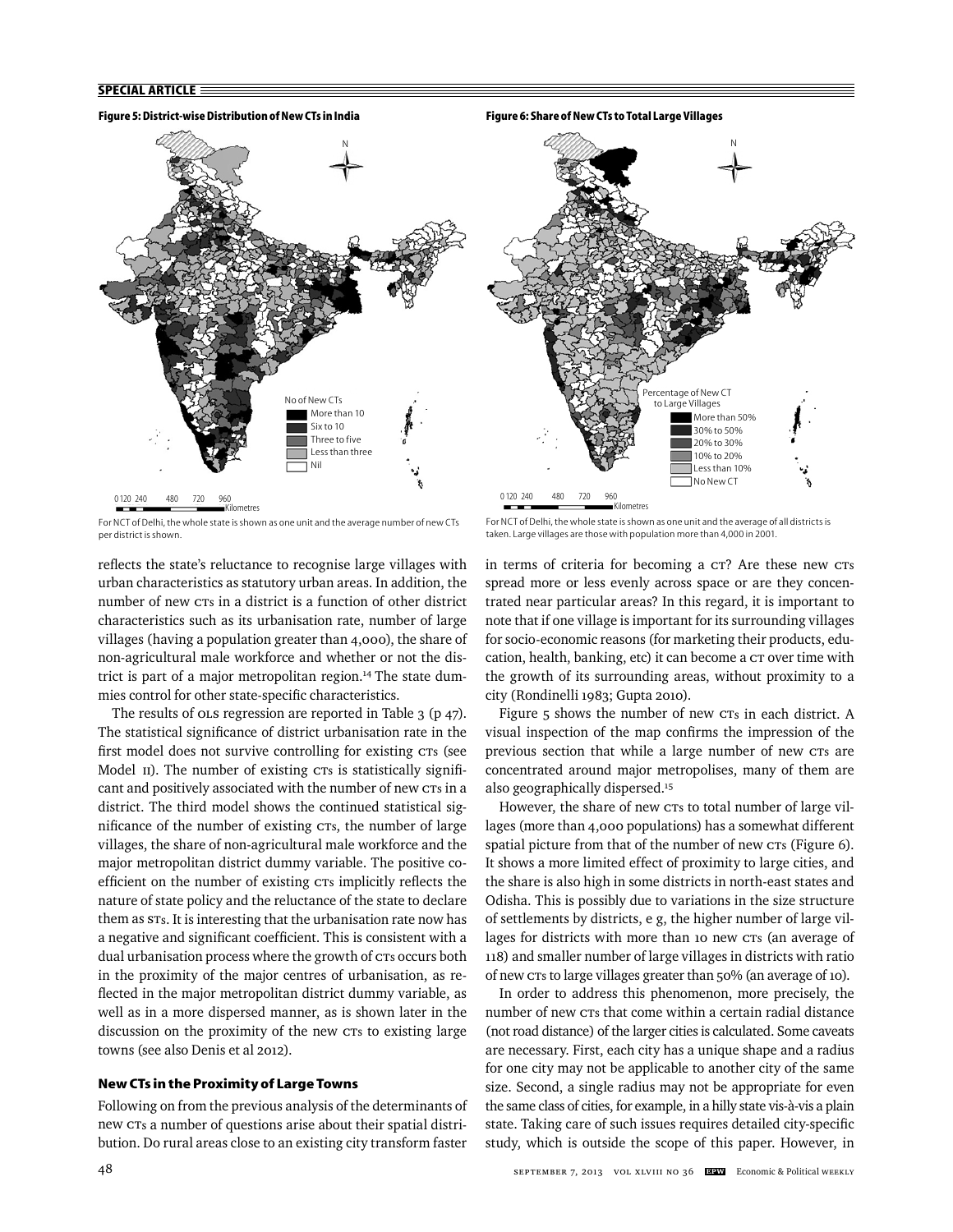**Figure 5: District-wise Distribution of New CTs in India**

No of New CTs
- More than 10
- Six to 10
- Three to five
- Less than three
- Nil

For NCT of Delhi, the whole state is shown as one unit and the average number of new CTs per district is shown.

**Figure 6: Share of New CTs to Total Large Villages**

Percentage of New CT to Large Villages
- More than 50%
- 30% to 50%
- 20% to 30%
- 10% to 20%
- Less than 10%
- No New CT

For NCT of Delhi, the whole state is shown as one unit and the average of all districts is taken. Large villages are those with population more than 4,000 in 2001.

reflects the state's reluctance to recognise large villages with urban characteristics as statutory urban areas. In addition, the number of new CTs in a district is a function of other district characteristics such as its urbanisation rate, number of large villages (having a population greater than 4,000), the share of non-agricultural male workforce and whether or not the district is part of a major metropolitan region.[14] The state dummies control for other state-specific characteristics.

The results of OLS regression are reported in Table 3 (p 47). The statistical significance of district urbanisation rate in the first model does not survive controlling for existing CTs (see Model II). The number of existing CTs is statistically significant and positively associated with the number of new CTs in a district. The third model shows the continued statistical significance of the number of existing CTs, the number of large villages, the share of non-agricultural male workforce and the major metropolitan district dummy variable. The positive coefficient on the number of existing CTs implicitly reflects the nature of state policy and the reluctance of the state to declare them as STs. It is interesting that the urbanisation rate now has a negative and significant coefficient. This is consistent with a dual urbanisation process where the growth of CTs occurs both in the proximity of the major centres of urbanisation, as reflected in the major metropolitan district dummy variable, as well as in a more dispersed manner, as is shown later in the discussion on the proximity of the new CTs to existing large towns (see also Denis et al 2012).

### New CTs in the Proximity of Large Towns

Following on from the previous analysis of the determinants of new CTs a number of questions arise about their spatial distribution. Do rural areas close to an existing city transform faster in terms of criteria for becoming a CT? Are these new CTs spread more or less evenly across space or are they concentrated near particular areas? In this regard, it is important to note that if one village is important for its surrounding villages for socio-economic reasons (for marketing their products, education, health, banking, etc) it can become a CT over time with the growth of its surrounding areas, without proximity to a city (Rondinelli 1983; Gupta 2010).

Figure 5 shows the number of new CTs in each district. A visual inspection of the map confirms the impression of the previous section that while a large number of new CTs are concentrated around major metropolises, many of them are also geographically dispersed.[15]

However, the share of new CTs to total number of large villages (more than 4,000 populations) has a somewhat different spatial picture from that of the number of new CTs (Figure 6). It shows a more limited effect of proximity to large cities, and the share is also high in some districts in north-east states and Odisha. This is possibly due to variations in the size structure of settlements by districts, e g, the higher number of large villages for districts with more than 10 new CTs (an average of 118) and smaller number of large villages in districts with ratio of new CTs to large villages greater than 50% (an average of 10).

In order to address this phenomenon, more precisely, the number of new CTs that come within a certain radial distance (not road distance) of the larger cities is calculated. Some caveats are necessary. First, each city has a unique shape and a radius for one city may not be applicable to another city of the same size. Second, a single radius may not be appropriate for even the same class of cities, for example, in a hilly state vis-à-vis a plain state. Taking care of such issues requires detailed city-specific study, which is outside the scope of this paper. However, in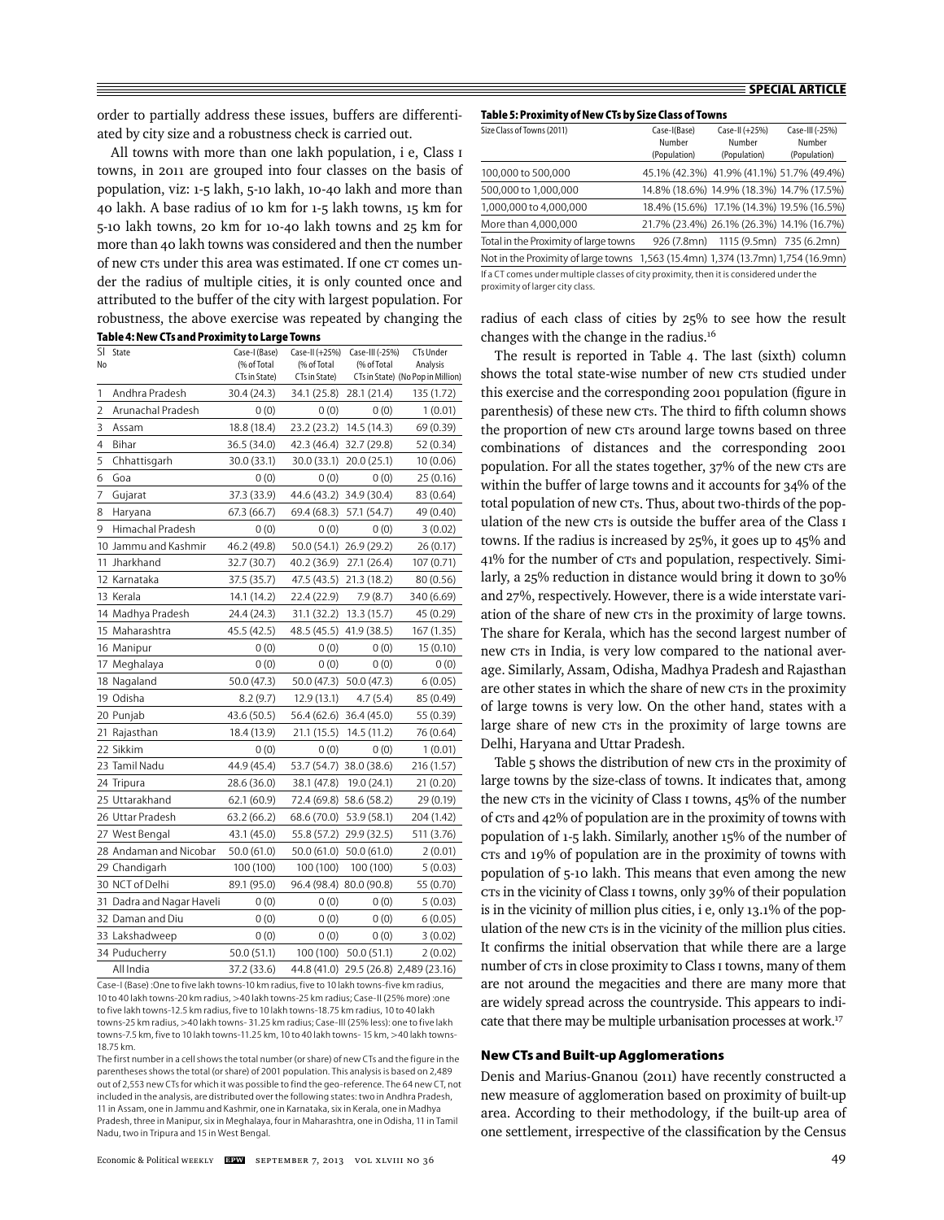order to partially address these issues, buffers are differentiated by city size and a robustness check is carried out.

All towns with more than one lakh population, i e, Class I towns, in 2011 are grouped into four classes on the basis of population, viz: 1-5 lakh, 5-10 lakh, 10-40 lakh and more than 40 lakh. A base radius of 10 km for 1-5 lakh towns, 15 km for 5-10 lakh towns, 20 km for 10-40 lakh towns and 25 km for more than 40 lakh towns was considered and then the number of new CTs under this area was estimated. If one CT comes under the radius of multiple cities, it is only counted once and attributed to the buffer of the city with largest population. For robustness, the above exercise was repeated by changing the radius of each class of cities by 25% to see how the result changes with the change in the radius.[16]

**Table 4: New CTs and Proximity to Large Towns**

| Sl No | State | Case-I (Base) (% of Total CTs in State) | Case-II (+25%) (% of Total CTs in State) | Case-III (-25%) (% of Total CTs in State) | CTs Under Analysis (No Pop in Million) |
|---|---|---|---|---|---|
| 1 | Andhra Pradesh | 30.4 (24.3) | 34.1 (25.8) | 28.1 (21.4) | 135 (1.72) |
| 2 | Arunachal Pradesh | 0 (0) | 0 (0) | 0 (0) | 1 (0.01) |
| 3 | Assam | 18.8 (18.4) | 23.2 (23.2) | 14.5 (14.3) | 69 (0.39) |
| 4 | Bihar | 36.5 (34.0) | 42.3 (46.4) | 32.7 (29.8) | 52 (0.34) |
| 5 | Chhattisgarh | 30.0 (33.1) | 30.0 (33.1) | 20.0 (25.1) | 10 (0.06) |
| 6 | Goa | 0 (0) | 0 (0) | 0 (0) | 25 (0.16) |
| 7 | Gujarat | 37.3 (33.9) | 44.6 (43.2) | 34.9 (30.4) | 83 (0.64) |
| 8 | Haryana | 67.3 (66.7) | 69.4 (68.3) | 57.1 (54.7) | 49 (0.40) |
| 9 | Himachal Pradesh | 0 (0) | 0 (0) | 0 (0) | 3 (0.02) |
| 10 | Jammu and Kashmir | 46.2 (49.8) | 50.0 (54.1) | 26.9 (29.2) | 26 (0.17) |
| 11 | Jharkhand | 32.7 (30.7) | 40.2 (36.9) | 27.1 (26.4) | 107 (0.71) |
| 12 | Karnataka | 37.5 (35.7) | 47.5 (43.5) | 21.3 (18.2) | 80 (0.56) |
| 13 | Kerala | 14.1 (14.2) | 22.4 (22.9) | 7.9 (8.7) | 340 (6.69) |
| 14 | Madhya Pradesh | 24.4 (24.3) | 31.1 (32.2) | 13.3 (15.7) | 45 (0.29) |
| 15 | Maharashtra | 45.5 (42.5) | 48.5 (45.5) | 41.9 (38.5) | 167 (1.35) |
| 16 | Manipur | 0 (0) | 0 (0) | 0 (0) | 15 (0.10) |
| 17 | Meghalaya | 0 (0) | 0 (0) | 0 (0) | 0 (0) |
| 18 | Nagaland | 50.0 (47.3) | 50.0 (47.3) | 50.0 (47.3) | 6 (0.05) |
| 19 | Odisha | 8.2 (9.7) | 12.9 (13.1) | 4.7 (5.4) | 85 (0.49) |
| 20 | Punjab | 43.6 (50.5) | 56.4 (62.6) | 36.4 (45.0) | 55 (0.39) |
| 21 | Rajasthan | 18.4 (13.9) | 21.1 (15.5) | 14.5 (11.2) | 76 (0.64) |
| 22 | Sikkim | 0 (0) | 0 (0) | 0 (0) | 1 (0.01) |
| 23 | Tamil Nadu | 44.9 (45.4) | 53.7 (54.7) | 38.0 (38.6) | 216 (1.57) |
| 24 | Tripura | 28.6 (36.0) | 38.1 (47.8) | 19.0 (24.1) | 21 (0.20) |
| 25 | Uttarakhand | 62.1 (60.9) | 72.4 (69.8) | 58.6 (58.2) | 29 (0.19) |
| 26 | Uttar Pradesh | 63.2 (66.2) | 68.6 (70.0) | 53.9 (58.1) | 204 (1.42) |
| 27 | West Bengal | 43.1 (45.0) | 55.8 (57.2) | 29.9 (32.5) | 511 (3.76) |
| 28 | Andaman and Nicobar | 50.0 (61.0) | 50.0 (61.0) | 50.0 (61.0) | 2 (0.01) |
| 29 | Chandigarh | 100 (100) | 100 (100) | 100 (100) | 5 (0.03) |
| 30 | NCT of Delhi | 89.1 (95.0) | 96.4 (98.4) | 80.0 (90.8) | 55 (0.70) |
| 31 | Dadra and Nagar Haveli | 0 (0) | 0 (0) | 0 (0) | 5 (0.03) |
| 32 | Daman and Diu | 0 (0) | 0 (0) | 0 (0) | 6 (0.05) |
| 33 | Lakshadweep | 0 (0) | 0 (0) | 0 (0) | 3 (0.02) |
| 34 | Puducherry | 50.0 (51.1) | 100 (100) | 50.0 (51.1) | 2 (0.02) |
| | All India | 37.2 (33.6) | 44.8 (41.0) | 29.5 (26.8) | 2,489 (23.16) |

Case-I (Base) :One to five lakh towns-10 km radius, five to 10 lakh towns-five km radius, 10 to 40 lakh towns-20 km radius, >40 lakh towns-25 km radius; Case-II (25% more) :one to five lakh towns-12.5 km radius, five to 10 lakh towns-18.75 km radius, 10 to 40 lakh towns-25 km radius, >40 lakh towns- 31.25 km radius; Case-III (25% less): one to five lakh towns-7.5 km, five to 10 lakh towns-11.25 km, 10 to 40 lakh towns- 15 km, >40 lakh towns- 18.75 km.

The first number in a cell shows the total number (or share) of new CTs and the figure in the parentheses shows the total (or share) of 2001 population. This analysis is based on 2,489 out of 2,553 new CTs for which it was possible to find the geo-reference. The 64 new CT, not included in the analysis, are distributed over the following states: two in Andhra Pradesh, 11 in Assam, one in Jammu and Kashmir, one in Karnataka, six in Kerala, one in Madhya Pradesh, three in Manipur, six in Meghalaya, four in Maharashtra, one in Odisha, 11 in Tamil Nadu, two in Tripura and 15 in West Bengal.

**Table 5: Proximity of New CTs by Size Class of Towns**

| Size Class of Towns (2011) | Case-I(Base) Number (Population) | Case-II (+25%) Number (Population) | Case-III (-25%) Number (Population) |
|---|---|---|---|
| 100,000 to 500,000 | 45.1% (42.3%) | 41.9% (41.1%) | 51.7% (49.4%) |
| 500,000 to 1,000,000 | 14.8% (18.6%) | 14.9% (18.3%) | 14.7% (17.5%) |
| 1,000,000 to 4,000,000 | 18.4% (15.6%) | 17.1% (14.3%) | 19.5% (16.5%) |
| More than 4,000,000 | 21.7% (23.4%) | 26.1% (26.3%) | 14.1% (16.7%) |
| Total in the Proximity of large towns | 926 (7.8mn) | 1115 (9.5mn) | 735 (6.2mn) |
| Not in the Proximity of large towns | 1,563 (15.4mn) | 1,374 (13.7mn) | 1,754 (16.9mn) |

If a CT comes under multiple classes of city proximity, then it is considered under the proximity of larger city class.

The result is reported in Table 4. The last (sixth) column shows the total state-wise number of new CTs studied under this exercise and the corresponding 2001 population (figure in parenthesis) of these new CTs. The third to fifth column shows the proportion of new CTs around large towns based on three combinations of distances and the corresponding 2001 population. For all the states together, 37% of the new CTs are within the buffer of large towns and it accounts for 34% of the total population of new CTs. Thus, about two-thirds of the population of the new CTs is outside the buffer area of the Class I towns. If the radius is increased by 25%, it goes up to 45% and 41% for the number of CTs and population, respectively. Similarly, a 25% reduction in distance would bring it down to 30% and 27%, respectively. However, there is a wide interstate variation of the share of new CTs in the proximity of large towns. The share for Kerala, which has the second largest number of new CTs in India, is very low compared to the national average. Similarly, Assam, Odisha, Madhya Pradesh and Rajasthan are other states in which the share of new CTs in the proximity of large towns is very low. On the other hand, states with a large share of new CTs in the proximity of large towns are Delhi, Haryana and Uttar Pradesh.

Table 5 shows the distribution of new CTs in the proximity of large towns by the size-class of towns. It indicates that, among the new CTs in the vicinity of Class I towns, 45% of the number of CTs and 42% of population are in the proximity of towns with population of 1-5 lakh. Similarly, another 15% of the number of CTs and 19% of population are in the proximity of towns with population of 5-10 lakh. This means that even among the new CTs in the vicinity of Class I towns, only 39% of their population is in the vicinity of million plus cities, i e, only 13.1% of the population of the new CTs is in the vicinity of the million plus cities. It confirms the initial observation that while there are a large number of CTs in close proximity to Class I towns, many of them are not around the megacities and there are many more that are widely spread across the countryside. This appears to indicate that there may be multiple urbanisation processes at work.[17]

### New CTs and Built-up Agglomerations

Denis and Marius-Gnanou (2011) have recently constructed a new measure of agglomeration based on proximity of built-up area. According to their methodology, if the built-up area of one settlement, irrespective of the classification by the Census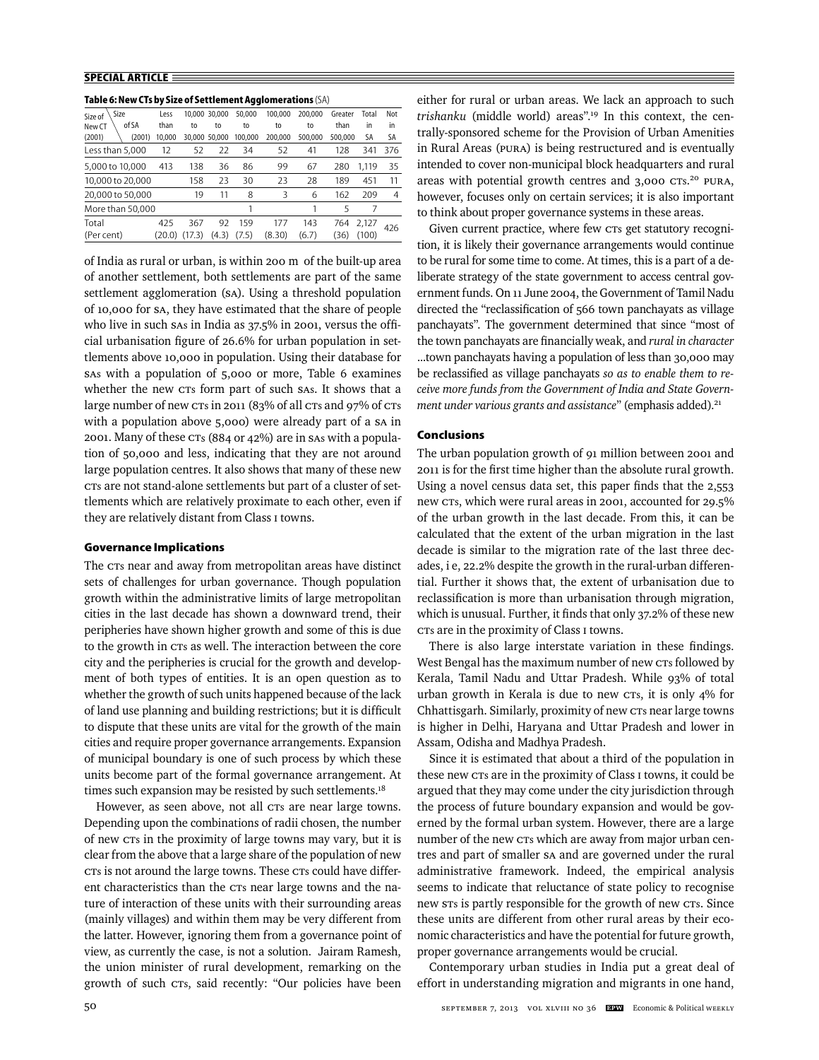**Table 6: New CTs by Size of Settlement Agglomerations** (SA)

| Size of New CT (2001) \ Size of SA (2001) | Less than 10,000 | 10,000 to 30,000 | 30,000 to 50,000 | 50,000 to 100,000 | 100,000 to 200,000 | 200,000 to 500,000 | Greater than 500,000 | Total in SA | Not in SA |
|---|---|---|---|---|---|---|---|---|---|
| Less than 5,000 | 12 | 52 | 22 | 34 | 52 | 41 | 128 | 341 | 376 |
| 5,000 to 10,000 | 413 | 138 | 36 | 86 | 99 | 67 | 280 | 1,119 | 35 |
| 10,000 to 20,000 | | 158 | 23 | 30 | 23 | 28 | 189 | 451 | 11 |
| 20,000 to 50,000 | | 19 | 11 | 8 | 3 | 6 | 162 | 209 | 4 |
| More than 50,000 | | | | 1 | | 1 | 5 | 7 | |
| Total | 425 | 367 | 92 | 159 | 177 | 143 | 764 | 2,127 | 426 |
| (Per cent) | (20.0) | (17.3) | (4.3) | (7.5) | (8.30) | (6.7) | (36) | (100) | |

of India as rural or urban, is within 200 m of the built-up area of another settlement, both settlements are part of the same settlement agglomeration (SA). Using a threshold population of 10,000 for SA, they have estimated that the share of people who live in such SAs in India as 37.5% in 2001, versus the official urbanisation figure of 26.6% for urban population in settlements above 10,000 in population. Using their database for SAs with a population of 5,000 or more, Table 6 examines whether the new CTs form part of such SAs. It shows that a large number of new CTs in 2011 (83% of all CTs and 97% of CTs with a population above 5,000) were already part of a SA in 2001. Many of these CTs (884 or 42%) are in SAs with a population of 50,000 and less, indicating that they are not around large population centres. It also shows that many of these new CTs are not stand-alone settlements but part of a cluster of settlements which are relatively proximate to each other, even if they are relatively distant from Class I towns.

### Governance Implications

The CTs near and away from metropolitan areas have distinct sets of challenges for urban governance. Though population growth within the administrative limits of large metropolitan cities in the last decade has shown a downward trend, their peripheries have shown higher growth and some of this is due to the growth in CTs as well. The interaction between the core city and the peripheries is crucial for the growth and development of both types of entities. It is an open question as to whether the growth of such units happened because of the lack of land use planning and building restrictions; but it is difficult to dispute that these units are vital for the growth of the main cities and require proper governance arrangements. Expansion of municipal boundary is one of such process by which these units become part of the formal governance arrangement. At times such expansion may be resisted by such settlements.[18]

However, as seen above, not all CTs are near large towns. Depending upon the combinations of radii chosen, the number of new CTs in the proximity of large towns may vary, but it is clear from the above that a large share of the population of new CTs is not around the large towns. These CTs could have different characteristics than the CTs near large towns and the nature of interaction of these units with their surrounding areas (mainly villages) and within them may be very different from the latter. However, ignoring them from a governance point of view, as currently the case, is not a solution. Jairam Ramesh, the union minister of rural development, remarking on the growth of such CTs, said recently: "Our policies have been either for rural or urban areas. We lack an approach to such *trishanku* (middle world) areas".[19] In this context, the centrally-sponsored scheme for the Provision of Urban Amenities in Rural Areas (PURA) is being restructured and is eventually intended to cover non-municipal block headquarters and rural areas with potential growth centres and 3,000 CTs.[20] PURA, however, focuses only on certain services; it is also important to think about proper governance systems in these areas.

Given current practice, where few CTs get statutory recognition, it is likely their governance arrangements would continue to be rural for some time to come. At times, this is a part of a deliberate strategy of the state government to access central government funds. On 11 June 2004, the Government of Tamil Nadu directed the "reclassification of 566 town panchayats as village panchayats". The government determined that since "most of the town panchayats are financially weak, and *rural in character* ...town panchayats having a population of less than 30,000 may be reclassified as village panchayats *so as to enable them to receive more funds from the Government of India and State Government under various grants and assistance*" (emphasis added).[21]

### Conclusions

The urban population growth of 91 million between 2001 and 2011 is for the first time higher than the absolute rural growth. Using a novel census data set, this paper finds that the 2,553 new CTs, which were rural areas in 2001, accounted for 29.5% of the urban growth in the last decade. From this, it can be calculated that the extent of the urban migration in the last decade is similar to the migration rate of the last three decades, i e, 22.2% despite the growth in the rural-urban differential. Further it shows that, the extent of urbanisation due to reclassification is more than urbanisation through migration, which is unusual. Further, it finds that only 37.2% of these new CTs are in the proximity of Class I towns.

There is also large interstate variation in these findings. West Bengal has the maximum number of new CTs followed by Kerala, Tamil Nadu and Uttar Pradesh. While 93% of total urban growth in Kerala is due to new CTs, it is only 4% for Chhattisgarh. Similarly, proximity of new CTs near large towns is higher in Delhi, Haryana and Uttar Pradesh and lower in Assam, Odisha and Madhya Pradesh.

Since it is estimated that about a third of the population in these new CTs are in the proximity of Class I towns, it could be argued that they may come under the city jurisdiction through the process of future boundary expansion and would be governed by the formal urban system. However, there are a large number of the new CTs which are away from major urban centres and part of smaller SA and are governed under the rural administrative framework. Indeed, the empirical analysis seems to indicate that reluctance of state policy to recognise new STs is partly responsible for the growth of new CTs. Since these units are different from other rural areas by their economic characteristics and have the potential for future growth, proper governance arrangements would be crucial.

Contemporary urban studies in India put a great deal of effort in understanding migration and migrants in one hand,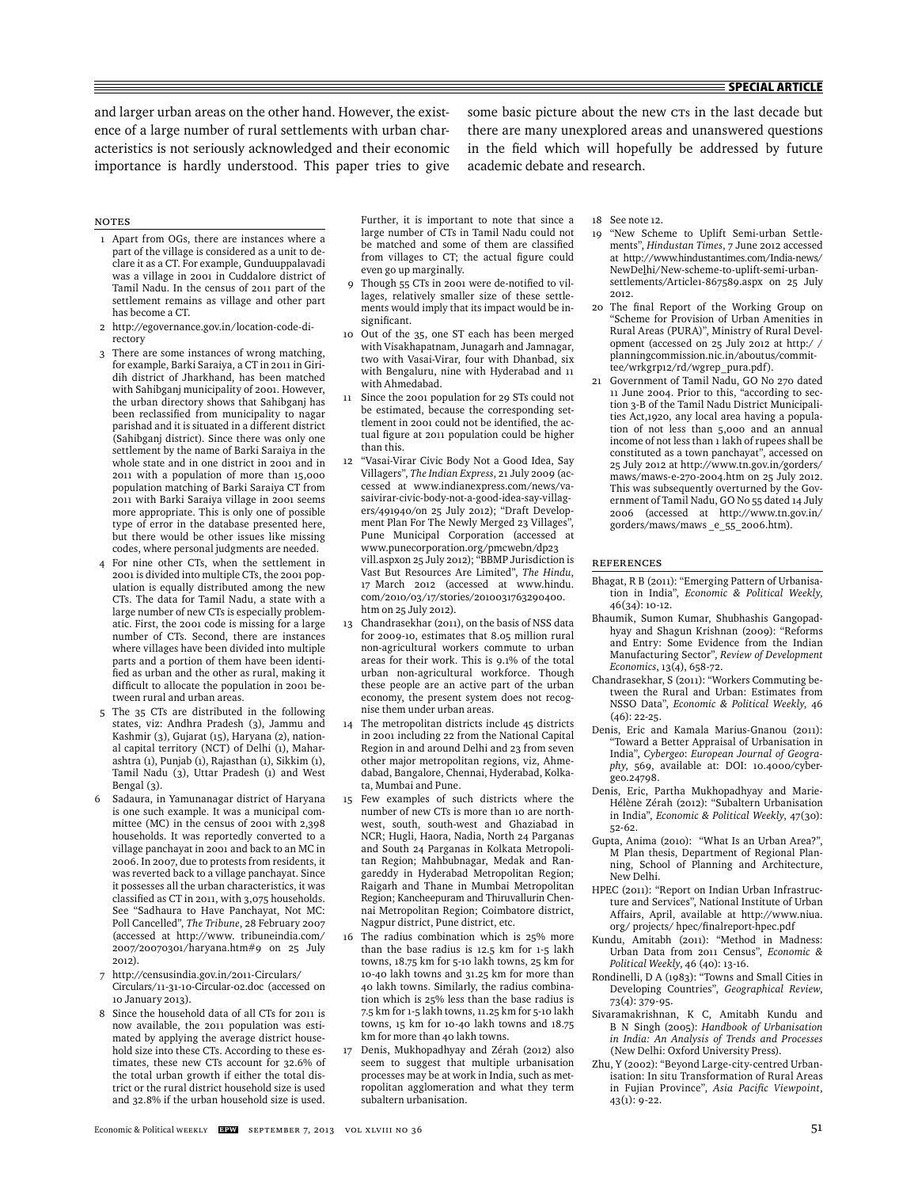and larger urban areas on the other hand. However, the existence of a large number of rural settlements with urban characteristics is not seriously acknowledged and their economic importance is hardly understood. This paper tries to give some basic picture about the new CTs in the last decade but there are many unexplored areas and unanswered questions in the field which will hopefully be addressed by future academic debate and research.

## Notes

1 Apart from OGs, there are instances where a part of the village is considered as a unit to declare it as a CT. For example, Gunduuppalavadi was a village in 2001 in Cuddalore district of Tamil Nadu. In the census of 2011 part of the settlement remains as village and other part has become a CT.

2 http://egovernance.gov.in/location-code-directory

3 There are some instances of wrong matching, for example, Barki Saraiya, a CT in 2011 in Giridih district of Jharkhand, has been matched with Sahibganj municipality of 2001. However, the urban directory shows that Sahibganj has been reclassified from municipality to nagar parishad and it is situated in a different district (Sahibganj district). Since there was only one settlement by the name of Barki Saraiya in the whole state and in one district in 2001 and in 2011 with a population of more than 15,000 population matching of Barki Saraiya CT from 2011 with Barki Saraiya village in 2001 seems more appropriate. This is only one of possible type of error in the database presented here, but there would be other issues like missing codes, where personal judgments are needed.

4 For nine other CTs, when the settlement in 2001 is divided into multiple CTs, the 2001 population is equally distributed among the new CTs. The data for Tamil Nadu, a state with a large number of new CTs is especially problematic. First, the 2001 code is missing for a large number of CTs. Second, there are instances where villages have been divided into multiple parts and a portion of them have been identified as urban and the other as rural, making it difficult to allocate the population in 2001 between rural and urban areas. Further, it is important to note that since a large number of CTs in Tamil Nadu could not be matched and some of them are classified from villages to CT; the actual figure could even go up marginally.

5 The 35 CTs are distributed in the following states, viz: Andhra Pradesh (3), Jammu and Kashmir (3), Gujarat (15), Haryana (2), national capital territory (NCT) of Delhi (1), Maharashtra (1), Punjab (1), Rajasthan (1), Sikkim (1), Tamil Nadu (3), Uttar Pradesh (1) and West Bengal (3).

6 Sadaura, in Yamunanagar district of Haryana is one such example. It was a municipal committee (MC) in the census of 2001 with 2,398 households. It was reportedly converted to a village panchayat in 2001 and back to an MC in 2006. In 2007, due to protests from residents, it was reverted back to a village panchayat. Since it possesses all the urban characteristics, it was classified as CT in 2011, with 3,075 households. See "Sadhaura to Have Panchayat, Not MC: Poll Cancelled", *The Tribune*, 28 February 2007 (accessed at http://www. tribuneindia.com/ 2007/20070301/haryana.htm#9 on 25 July 2012).

7 http://censusindia.gov.in/2011-Circulars/ Circulars/11-31-10-Circular-02.doc (accessed on 10 January 2013).

8 Since the household data of all CTs for 2011 is now available, the 2011 population was estimated by applying the average district household size into these CTs. According to these estimates, these new CTs account for 32.6% of the total urban growth if either the total district or the rural district household size is used and 32.8% if the urban household size is used.

9 Though 55 CTs in 2001 were de-notified to villages, relatively smaller size of these settlements would imply that its impact would be insignificant.

10 Out of the 35, one ST each has been merged with Visakhapatnam, Junagarh and Jamnagar, two with Vasai-Virar, four with Dhanbad, six with Bengaluru, nine with Hyderabad and 11 with Ahmedabad.

11 Since the 2001 population for 29 STs could not be estimated, because the corresponding settlement in 2001 could not be identified, the actual figure at 2011 population could be higher than this.

12 "Vasai-Virar Civic Body Not a Good Idea, Say Villagers", *The Indian Express*, 21 July 2009 (accessed at www.indianexpress.com/news/vasaivirar-civic-body-not-a-good-idea-say-villagers/491940/on 25 July 2012); "Draft Development Plan For The Newly Merged 23 Villages", Pune Municipal Corporation (accessed at www.punecorporation.org/pmcwebn/dp23 vill.aspxon 25 July 2012); "BBMP Jurisdiction is Vast But Resources Are Limited", *The Hindu*, 17 March 2012 (accessed at www.hindu.com/2010/03/17/stories/2010031763290400.htm on 25 July 2012).

13 Chandrasekhar (2011), on the basis of NSS data for 2009-10, estimates that 8.05 million rural non-agricultural workers commute to urban areas for their work. This is 9.1% of the total urban non-agricultural workforce. Though these people are an active part of the urban economy, the present system does not recognise them under urban areas.

14 The metropolitan districts include 45 districts in 2001 including 22 from the National Capital Region in and around Delhi and 23 from seven other major metropolitan regions, viz, Ahmedabad, Bangalore, Chennai, Hyderabad, Kolkata, Mumbai and Pune.

15 Few examples of such districts where the number of new CTs is more than 10 are northwest, south, south-west and Ghaziabad in NCR; Hugli, Haora, Nadia, North 24 Parganas and South 24 Parganas in Kolkata Metropolitan Region; Mahbubnagar, Medak and Rangareddy in Hyderabad Metropolitan Region; Raigarh and Thane in Mumbai Metropolitan Region; Kancheepuram and Thiruvallurin Chennai Metropolitan Region; Coimbatore district, Nagpur district, Pune district, etc.

16 The radius combination which is 25% more than the base radius is 12.5 km for 1-5 lakh towns, 18.75 km for 5-10 lakh towns, 25 km for 10-40 lakh towns and 31.25 km for more than 40 lakh towns. Similarly, the radius combination which is 25% less than the base radius is 7.5 km for 1-5 lakh towns, 11.25 km for 5-10 lakh towns, 15 km for 10-40 lakh towns and 18.75 km for more than 40 lakh towns.

17 Denis, Mukhopadhyay and Zérah (2012) also seem to suggest that multiple urbanisation processes may be at work in India, such as metropolitan agglomeration and what they term subaltern urbanisation.

18 See note 12.

19 "New Scheme to Uplift Semi-urban Settlements", *Hindustan Times*, 7 June 2012 accessed at http://www.hindustantimes.com/India-news/NewDelhi/New-scheme-to-uplift-semi-urban-settlements/Article1-867589.aspx on 25 July 2012.

20 The final Report of the Working Group on "Scheme for Provision of Urban Amenities in Rural Areas (PURA)", Ministry of Rural Development (accessed on 25 July 2012 at http:/ / planningcommission.nic.in/aboutus/committee/wrkgrp12/rd/wgrep_pura.pdf).

21 Government of Tamil Nadu, GO No 270 dated 11 June 2004. Prior to this, "according to section 3-B of the Tamil Nadu District Municipalities Act,1920, any local area having a population of not less than 5,000 and an annual income of not less than 1 lakh of rupees shall be constituted as a town panchayat", accessed on 25 July 2012 at http://www.tn.gov.in/gorders/maws/maws-e-270-2004.htm on 25 July 2012. This was subsequently overturned by the Government of Tamil Nadu, GO No 55 dated 14 July 2006 (accessed at http://www.tn.gov.in/gorders/maws/maws _e_55_2006.htm).

## References

Bhagat, R B (2011): "Emerging Pattern of Urbanisation in India", *Economic & Political Weekly*, 46(34): 10-12.

Bhaumik, Sumon Kumar, Shubhashis Gangopadhyay and Shagun Krishnan (2009): "Reforms and Entry: Some Evidence from the Indian Manufacturing Sector", *Review of Development Economics*, 13(4), 658-72.

Chandrasekhar, S (2011): "Workers Commuting between the Rural and Urban: Estimates from NSSO Data", *Economic & Political Weekly*, 46 (46): 22-25.

Denis, Eric and Kamala Marius-Gnanou (2011): "Toward a Better Appraisal of Urbanisation in India", *Cybergeo*: *European Journal of Geography*, 569, available at: DOI: 10.4000/cybergeo.24798.

Denis, Eric, Partha Mukhopadhyay and Marie-Hélène Zérah (2012): "Subaltern Urbanisation in India", *Economic & Political Weekly*, 47(30): 52-62.

Gupta, Anima (2010): "What Is an Urban Area?", M Plan thesis, Department of Regional Planning, School of Planning and Architecture, New Delhi.

HPEC (2011): "Report on Indian Urban Infrastructure and Services", National Institute of Urban Affairs, April, available at http://www.niua.org/ projects/ hpec/finalreport-hpec.pdf

Kundu, Amitabh (2011): "Method in Madness: Urban Data from 2011 Census", *Economic & Political Weekly*, 46 (40): 13-16.

Rondinelli, D A (1983): "Towns and Small Cities in Developing Countries", *Geographical Review*, 73(4): 379-95.

Sivaramakrishnan, K C, Amitabh Kundu and B N Singh (2005): *Handbook of Urbanisation in India: An Analysis of Trends and Processes* (New Delhi: Oxford University Press).

Zhu, Y (2002): "Beyond Large-city-centred Urbanisation: In situ Transformation of Rural Areas in Fujian Province", *Asia Pacific Viewpoint*, 43(1): 9-22.